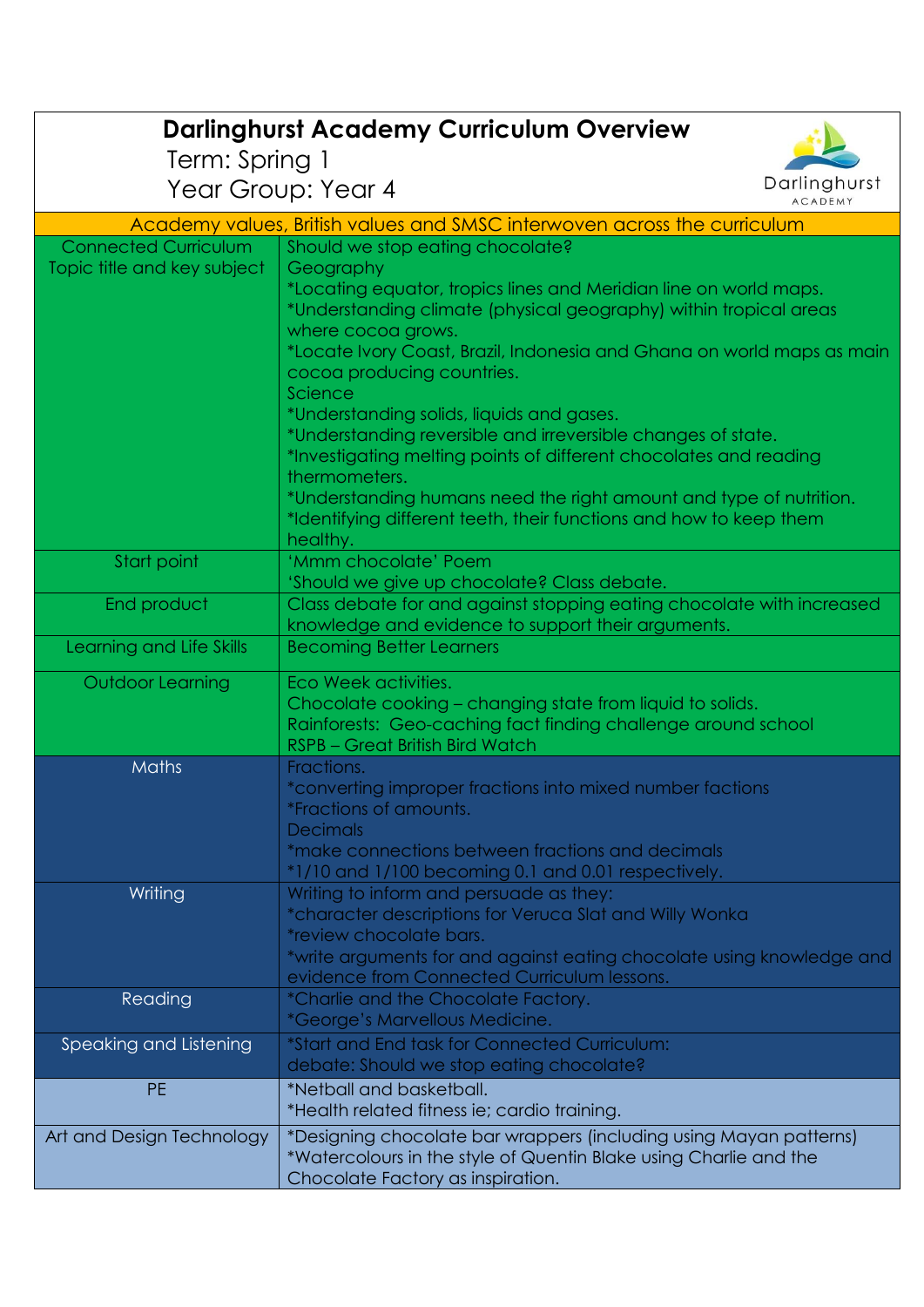# Darlinghurst Academy Curriculum Overview

Term: Spring 1

Year Group: Year 4

Darlinghurst ACADEMY

| Academy values, British values and SMSC interwoven across the curriculum | |
|---|---|
| Connected Curriculum Topic title and key subject | Should we stop eating chocolate?<br>Geography<br>*Locating equator, tropics lines and Meridian line on world maps.<br>*Understanding climate (physical geography) within tropical areas where cocoa grows.<br>*Locate Ivory Coast, Brazil, Indonesia and Ghana on world maps as main cocoa producing countries.<br>Science<br>*Understanding solids, liquids and gases.<br>*Understanding reversible and irreversible changes of state.<br>*Investigating melting points of different chocolates and reading thermometers.<br>*Understanding humans need the right amount and type of nutrition.<br>*Identifying different teeth, their functions and how to keep them healthy. |
| Start point | 'Mmm chocolate' Poem<br>'Should we give up chocolate? Class debate. |
| End product | Class debate for and against stopping eating chocolate with increased knowledge and evidence to support their arguments. |
| Learning and Life Skills | Becoming Better Learners |
| Outdoor Learning | Eco Week activities.<br>Chocolate cooking – changing state from liquid to solids.<br>Rainforests: Geo-caching fact finding challenge around school<br>RSPB – Great British Bird Watch |
| Maths | Fractions.<br>*converting improper fractions into mixed number factions<br>*Fractions of amounts.<br>Decimals<br>*make connections between fractions and decimals<br>*1/10 and 1/100 becoming 0.1 and 0.01 respectively. |
| Writing | Writing to inform and persuade as they:<br>*character descriptions for Veruca Slat and Willy Wonka<br>*review chocolate bars.<br>*write arguments for and against eating chocolate using knowledge and evidence from Connected Curriculum lessons. |
| Reading | *Charlie and the Chocolate Factory.<br>*George's Marvellous Medicine. |
| Speaking and Listening | *Start and End task for Connected Curriculum:<br>debate: Should we stop eating chocolate? |
| PE | *Netball and basketball.<br>*Health related fitness ie; cardio training. |
| Art and Design Technology | *Designing chocolate bar wrappers (including using Mayan patterns)<br>*Watercolours in the style of Quentin Blake using Charlie and the Chocolate Factory as inspiration. |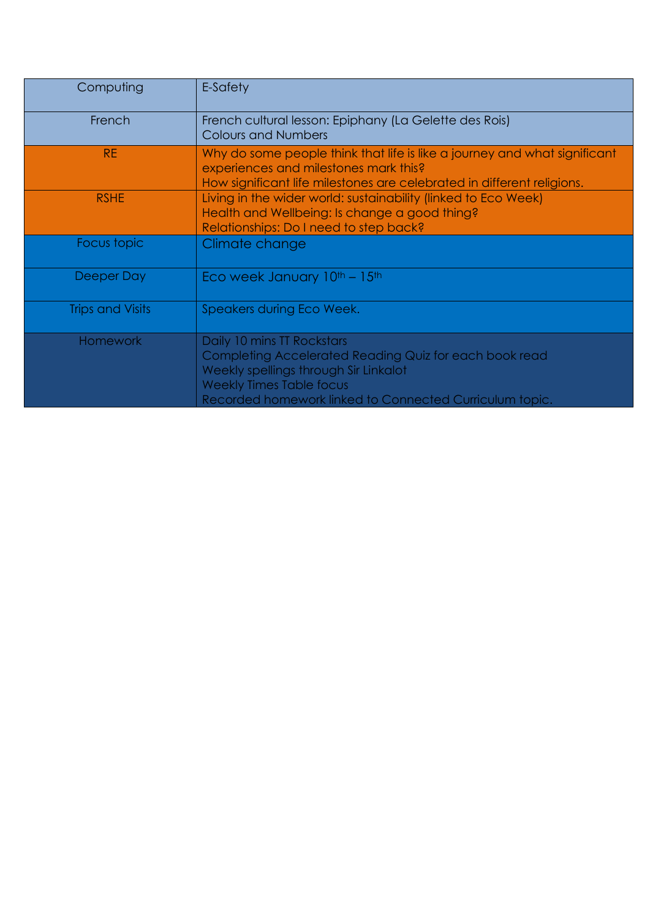| | |
|---|---|
| Computing | E-Safety |
| French | French cultural lesson: Epiphany (La Gelette des Rois)<br>Colours and Numbers |
| RE | Why do some people think that life is like a journey and what significant experiences and milestones mark this?<br>How significant life milestones are celebrated in different religions. |
| RSHE | Living in the wider world: sustainability (linked to Eco Week)<br>Health and Wellbeing: Is change a good thing?<br>Relationships: Do I need to step back? |
| Focus topic | Climate change |
| Deeper Day | Eco week January 10th – 15th |
| Trips and Visits | Speakers during Eco Week. |
| Homework | Daily 10 mins TT Rockstars<br>Completing Accelerated Reading Quiz for each book read<br>Weekly spellings through Sir Linkalot<br>Weekly Times Table focus<br>Recorded homework linked to Connected Curriculum topic. |